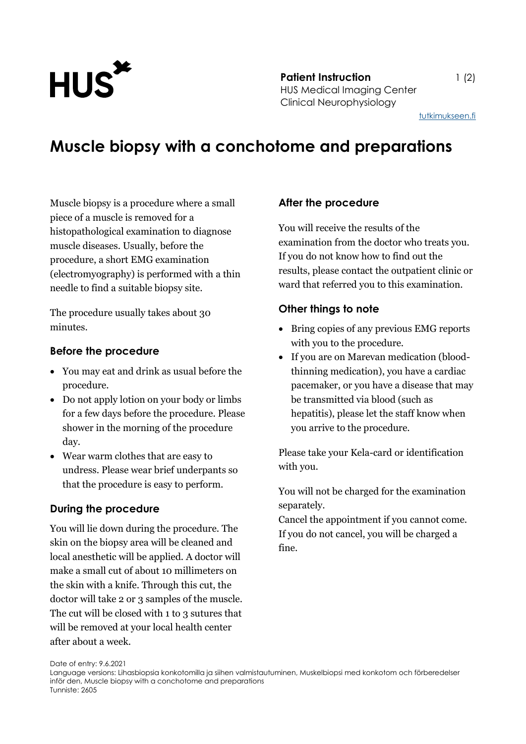**Patient Instruction**
HUS Medical Imaging Center
Clinical Neurophysiology

tutkimukseen.fi

# Muscle biopsy with a conchotome and preparations

Muscle biopsy is a procedure where a small piece of a muscle is removed for a histopathological examination to diagnose muscle diseases. Usually, before the procedure, a short EMG examination (electromyography) is performed with a thin needle to find a suitable biopsy site.

The procedure usually takes about 30 minutes.

## Before the procedure

- You may eat and drink as usual before the procedure.
- Do not apply lotion on your body or limbs for a few days before the procedure. Please shower in the morning of the procedure day.
- Wear warm clothes that are easy to undress. Please wear brief underpants so that the procedure is easy to perform.

## During the procedure

You will lie down during the procedure. The skin on the biopsy area will be cleaned and local anesthetic will be applied. A doctor will make a small cut of about 10 millimeters on the skin with a knife. Through this cut, the doctor will take 2 or 3 samples of the muscle. The cut will be closed with 1 to 3 sutures that will be removed at your local health center after about a week.

## After the procedure

You will receive the results of the examination from the doctor who treats you. If you do not know how to find out the results, please contact the outpatient clinic or ward that referred you to this examination.

## Other things to note

- Bring copies of any previous EMG reports with you to the procedure.
- If you are on Marevan medication (blood-thinning medication), you have a cardiac pacemaker, or you have a disease that may be transmitted via blood (such as hepatitis), please let the staff know when you arrive to the procedure.

Please take your Kela-card or identification with you.

You will not be charged for the examination separately.
Cancel the appointment if you cannot come. If you do not cancel, you will be charged a fine.

Date of entry: 9.6.2021
Language versions: Lihasbiopsia konkotomilla ja siihen valmistautuminen, Muskelbiopsi med konkotom och förberedelser inför den, Muscle biopsy with a conchotome and preparations
Tunniste: 2605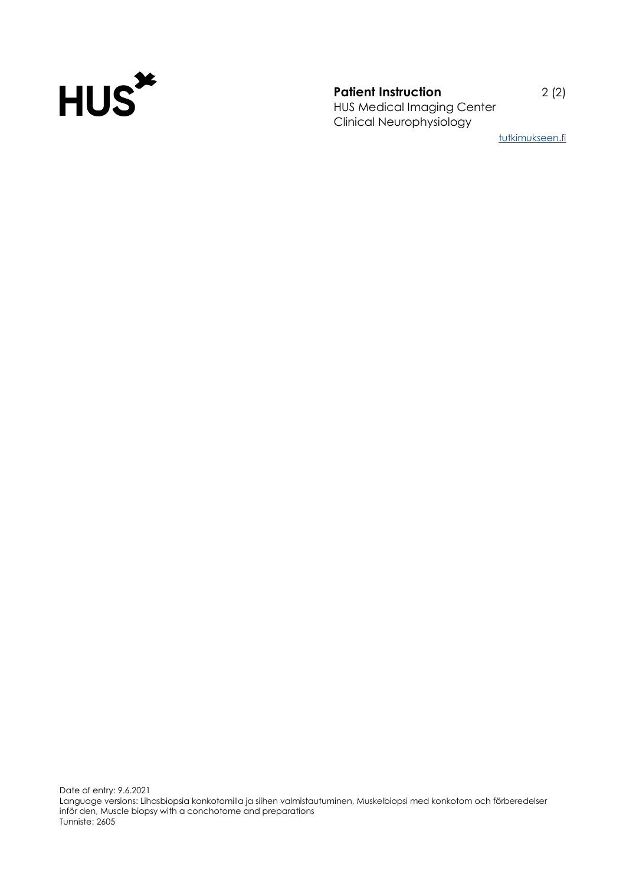Date of entry: 9.6.2021
Language versions: Lihasbiopsia konkotomilla ja siihen valmistautuminen, Muskelbiopsi med konkotom och förberedelser inför den, Muscle biopsy with a conchotome and preparations
Tunniste: 2605